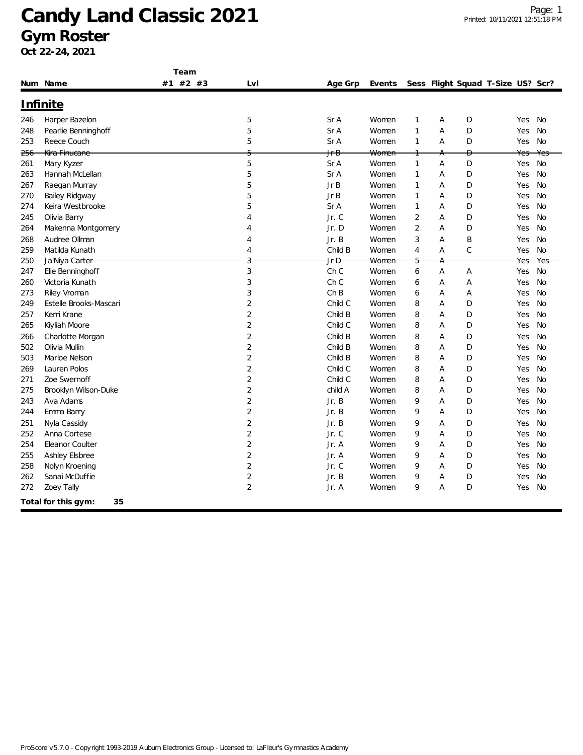# Candy Land Classic 2021

## Gym Roster

**Oct 22-24, 2021**

## Infinite

| Num | Name | Team #1 | Team #2 | Team #3 | Lvl | Age Grp | Events | Sess | Flight | Squad | T-Size | US? | Scr? |
|---|---|---|---|---|---|---|---|---|---|---|---|---|---|
| 246 | Harper Bazelon | | | | 5 | Sr A | Women | 1 | A | D | | Yes | No |
| 248 | Pearlie Benninghoff | | | | 5 | Sr A | Women | 1 | A | D | | Yes | No |
| 253 | Reece Couch | | | | 5 | Sr A | Women | 1 | A | D | | Yes | No |
| ~~256~~ | ~~Kira Finucane~~ | | | | ~~5~~ | ~~Jr B~~ | ~~Women~~ | ~~1~~ | ~~A~~ | ~~D~~ | | ~~Yes~~ | ~~Yes~~ |
| 261 | Mary Kyzer | | | | 5 | Sr A | Women | 1 | A | D | | Yes | No |
| 263 | Hannah McLellan | | | | 5 | Sr A | Women | 1 | A | D | | Yes | No |
| 267 | Raegan Murray | | | | 5 | Jr B | Women | 1 | A | D | | Yes | No |
| 270 | Bailey Ridgway | | | | 5 | Jr B | Women | 1 | A | D | | Yes | No |
| 274 | Keira Westbrooke | | | | 5 | Sr A | Women | 1 | A | D | | Yes | No |
| 245 | Olivia Barry | | | | 4 | Jr. C | Women | 2 | A | D | | Yes | No |
| 264 | Makenna Montgomery | | | | 4 | Jr. D | Women | 2 | A | D | | Yes | No |
| 268 | Audree Ollman | | | | 4 | Jr. B | Women | 3 | A | B | | Yes | No |
| 259 | Matilda Kunath | | | | 4 | Child B | Women | 4 | A | C | | Yes | No |
| ~~250~~ | ~~Ja'Niya Carter~~ | | | | ~~3~~ | ~~Jr D~~ | ~~Women~~ | ~~5~~ | ~~A~~ | | | ~~Yes~~ | ~~Yes~~ |
| 247 | Elie Benninghoff | | | | 3 | Ch C | Women | 6 | A | A | | Yes | No |
| 260 | Victoria Kunath | | | | 3 | Ch C | Women | 6 | A | A | | Yes | No |
| 273 | Riley Vroman | | | | 3 | Ch B | Women | 6 | A | A | | Yes | No |
| 249 | Estelle Brooks-Mascari | | | | 2 | Child C | Women | 8 | A | D | | Yes | No |
| 257 | Kerri Krane | | | | 2 | Child B | Women | 8 | A | D | | Yes | No |
| 265 | Kiyliah Moore | | | | 2 | Child C | Women | 8 | A | D | | Yes | No |
| 266 | Charlotte Morgan | | | | 2 | Child B | Women | 8 | A | D | | Yes | No |
| 502 | Olivia Mullin | | | | 2 | Child B | Women | 8 | A | D | | Yes | No |
| 503 | Marloe Nelson | | | | 2 | Child B | Women | 8 | A | D | | Yes | No |
| 269 | Lauren Polos | | | | 2 | Child C | Women | 8 | A | D | | Yes | No |
| 271 | Zoe Swernoff | | | | 2 | Child C | Women | 8 | A | D | | Yes | No |
| 275 | Brooklyn Wilson-Duke | | | | 2 | child A | Women | 8 | A | D | | Yes | No |
| 243 | Ava Adams | | | | 2 | Jr. B | Women | 9 | A | D | | Yes | No |
| 244 | Emma Barry | | | | 2 | Jr. B | Women | 9 | A | D | | Yes | No |
| 251 | Nyla Cassidy | | | | 2 | Jr. B | Women | 9 | A | D | | Yes | No |
| 252 | Anna Cortese | | | | 2 | Jr. C | Women | 9 | A | D | | Yes | No |
| 254 | Eleanor Coulter | | | | 2 | Jr. A | Women | 9 | A | D | | Yes | No |
| 255 | Ashley Elsbree | | | | 2 | Jr. A | Women | 9 | A | D | | Yes | No |
| 258 | Nolyn Kroening | | | | 2 | Jr. C | Women | 9 | A | D | | Yes | No |
| 262 | Sanai McDuffie | | | | 2 | Jr. B | Women | 9 | A | D | | Yes | No |
| 272 | Zoey Tally | | | | 2 | Jr. A | Women | 9 | A | D | | Yes | No |

**Total for this gym: 35**

ProScore v5.7.0 - Copyright 1993-2019 Auburn Electronics Group - Licensed to: LaFleur's Gymnastics Academy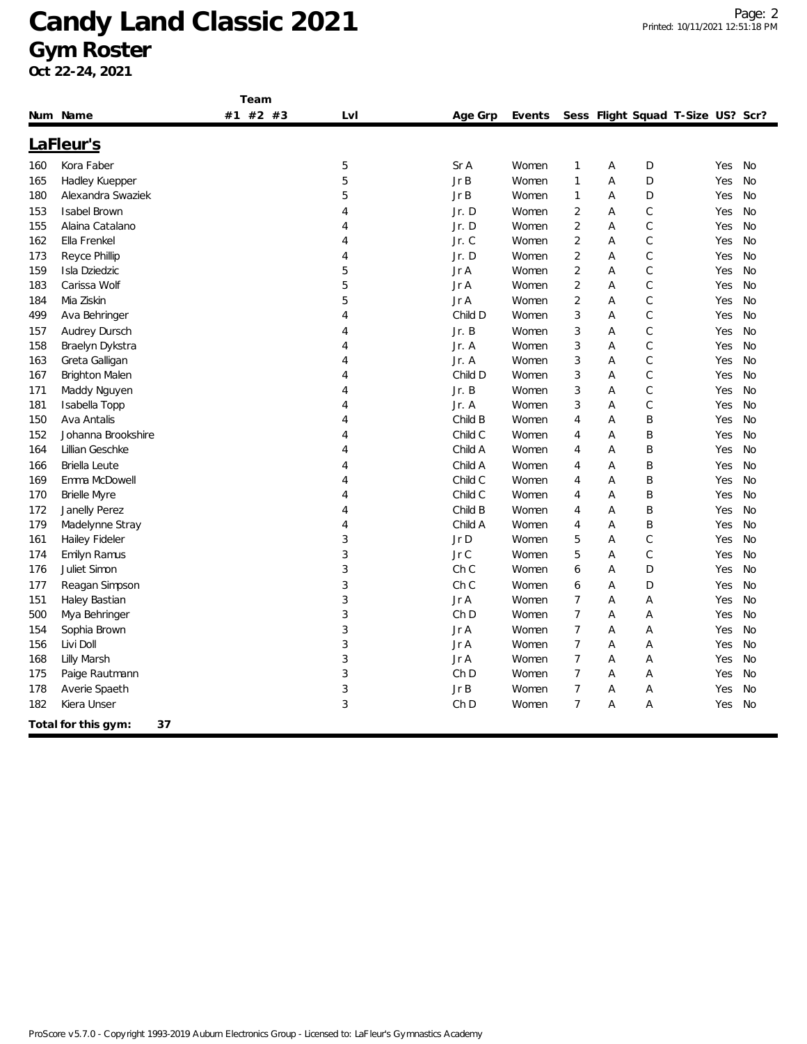# Candy Land Classic 2021

## Gym Roster

**Oct 22-24, 2021**

| Num | Name | Team #1 | Team #2 | Team #3 | Lvl | Age Grp | Events | Sess | Flight | Squad | T-Size | US? | Scr? |
|---|---|---|---|---|---|---|---|---|---|---|---|---|---|
| **LaFleur's** | | | | | | | | | | | | | |
| 160 | Kora Faber | | | | 5 | Sr A | Women | 1 | A | D | | Yes | No |
| 165 | Hadley Kuepper | | | | 5 | Jr B | Women | 1 | A | D | | Yes | No |
| 180 | Alexandra Swaziek | | | | 5 | Jr B | Women | 1 | A | D | | Yes | No |
| 153 | Isabel Brown | | | | 4 | Jr. D | Women | 2 | A | C | | Yes | No |
| 155 | Alaina Catalano | | | | 4 | Jr. D | Women | 2 | A | C | | Yes | No |
| 162 | Ella Frenkel | | | | 4 | Jr. C | Women | 2 | A | C | | Yes | No |
| 173 | Reyce Phillip | | | | 4 | Jr. D | Women | 2 | A | C | | Yes | No |
| 159 | Isla Dziedzic | | | | 5 | Jr A | Women | 2 | A | C | | Yes | No |
| 183 | Carissa Wolf | | | | 5 | Jr A | Women | 2 | A | C | | Yes | No |
| 184 | Mia Ziskin | | | | 5 | Jr A | Women | 2 | A | C | | Yes | No |
| 499 | Ava Behringer | | | | 4 | Child D | Women | 3 | A | C | | Yes | No |
| 157 | Audrey Dursch | | | | 4 | Jr. B | Women | 3 | A | C | | Yes | No |
| 158 | Braelyn Dykstra | | | | 4 | Jr. A | Women | 3 | A | C | | Yes | No |
| 163 | Greta Galligan | | | | 4 | Jr. A | Women | 3 | A | C | | Yes | No |
| 167 | Brighton Malen | | | | 4 | Child D | Women | 3 | A | C | | Yes | No |
| 171 | Maddy Nguyen | | | | 4 | Jr. B | Women | 3 | A | C | | Yes | No |
| 181 | Isabella Topp | | | | 4 | Jr. A | Women | 3 | A | C | | Yes | No |
| 150 | Ava Antalis | | | | 4 | Child B | Women | 4 | A | B | | Yes | No |
| 152 | Johanna Brookshire | | | | 4 | Child C | Women | 4 | A | B | | Yes | No |
| 164 | Lillian Geschke | | | | 4 | Child A | Women | 4 | A | B | | Yes | No |
| 166 | Briella Leute | | | | 4 | Child A | Women | 4 | A | B | | Yes | No |
| 169 | Emma McDowell | | | | 4 | Child C | Women | 4 | A | B | | Yes | No |
| 170 | Brielle Myre | | | | 4 | Child C | Women | 4 | A | B | | Yes | No |
| 172 | Janelly Perez | | | | 4 | Child B | Women | 4 | A | B | | Yes | No |
| 179 | Madelynne Stray | | | | 4 | Child A | Women | 4 | A | B | | Yes | No |
| 161 | Hailey Fideler | | | | 3 | Jr D | Women | 5 | A | C | | Yes | No |
| 174 | Emilyn Ramus | | | | 3 | Jr C | Women | 5 | A | C | | Yes | No |
| 176 | Juliet Simon | | | | 3 | Ch C | Women | 6 | A | D | | Yes | No |
| 177 | Reagan Simpson | | | | 3 | Ch C | Women | 6 | A | D | | Yes | No |
| 151 | Haley Bastian | | | | 3 | Jr A | Women | 7 | A | A | | Yes | No |
| 500 | Mya Behringer | | | | 3 | Ch D | Women | 7 | A | A | | Yes | No |
| 154 | Sophia Brown | | | | 3 | Jr A | Women | 7 | A | A | | Yes | No |
| 156 | Livi Doll | | | | 3 | Jr A | Women | 7 | A | A | | Yes | No |
| 168 | Lilly Marsh | | | | 3 | Jr A | Women | 7 | A | A | | Yes | No |
| 175 | Paige Rautmann | | | | 3 | Ch D | Women | 7 | A | A | | Yes | No |
| 178 | Averie Spaeth | | | | 3 | Jr B | Women | 7 | A | A | | Yes | No |
| 182 | Kiera Unser | | | | 3 | Ch D | Women | 7 | A | A | | Yes | No |

**Total for this gym: 37**

ProScore v5.7.0 - Copyright 1993-2019 Auburn Electronics Group - Licensed to: LaFleur's Gymnastics Academy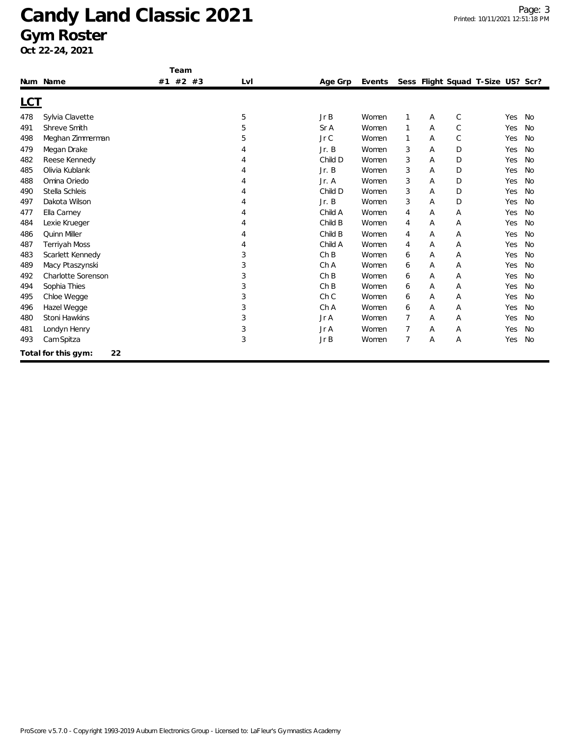# Candy Land Classic 2021

## Gym Roster

**Oct 22-24, 2021**

| Num | Name | Team #1 | Team #2 | Team #3 | Lvl | Age Grp | Events | Sess | Flight | Squad | T-Size | US? | Scr? |
|---|---|---|---|---|---|---|---|---|---|---|---|---|---|
| **LCT** | | | | | | | | | | | | | |
| 478 | Sylvia Clavette | | | | 5 | Jr B | Women | 1 | A | C | | Yes | No |
| 491 | Shreve Smith | | | | 5 | Sr A | Women | 1 | A | C | | Yes | No |
| 498 | Meghan Zimmerman | | | | 5 | Jr C | Women | 1 | A | C | | Yes | No |
| 479 | Megan Drake | | | | 4 | Jr. B | Women | 3 | A | D | | Yes | No |
| 482 | Reese Kennedy | | | | 4 | Child D | Women | 3 | A | D | | Yes | No |
| 485 | Olivia Kublank | | | | 4 | Jr. B | Women | 3 | A | D | | Yes | No |
| 488 | Omina Oriedo | | | | 4 | Jr. A | Women | 3 | A | D | | Yes | No |
| 490 | Stella Schleis | | | | 4 | Child D | Women | 3 | A | D | | Yes | No |
| 497 | Dakota Wilson | | | | 4 | Jr. B | Women | 3 | A | D | | Yes | No |
| 477 | Ella Carney | | | | 4 | Child A | Women | 4 | A | A | | Yes | No |
| 484 | Lexie Krueger | | | | 4 | Child B | Women | 4 | A | A | | Yes | No |
| 486 | Quinn Miller | | | | 4 | Child B | Women | 4 | A | A | | Yes | No |
| 487 | Terriyah Moss | | | | 4 | Child A | Women | 4 | A | A | | Yes | No |
| 483 | Scarlett Kennedy | | | | 3 | Ch B | Women | 6 | A | A | | Yes | No |
| 489 | Macy Ptaszynski | | | | 3 | Ch A | Women | 6 | A | A | | Yes | No |
| 492 | Charlotte Sorenson | | | | 3 | Ch B | Women | 6 | A | A | | Yes | No |
| 494 | Sophia Thies | | | | 3 | Ch B | Women | 6 | A | A | | Yes | No |
| 495 | Chloe Wegge | | | | 3 | Ch C | Women | 6 | A | A | | Yes | No |
| 496 | Hazel Wegge | | | | 3 | Ch A | Women | 6 | A | A | | Yes | No |
| 480 | Stoni Hawkins | | | | 3 | Jr A | Women | 7 | A | A | | Yes | No |
| 481 | Londyn Henry | | | | 3 | Jr A | Women | 7 | A | A | | Yes | No |
| 493 | Cam Spitza | | | | 3 | Jr B | Women | 7 | A | A | | Yes | No |

**Total for this gym: 22**

ProScore v5.7.0 - Copyright 1993-2019 Auburn Electronics Group - Licensed to: LaFleur's Gymnastics Academy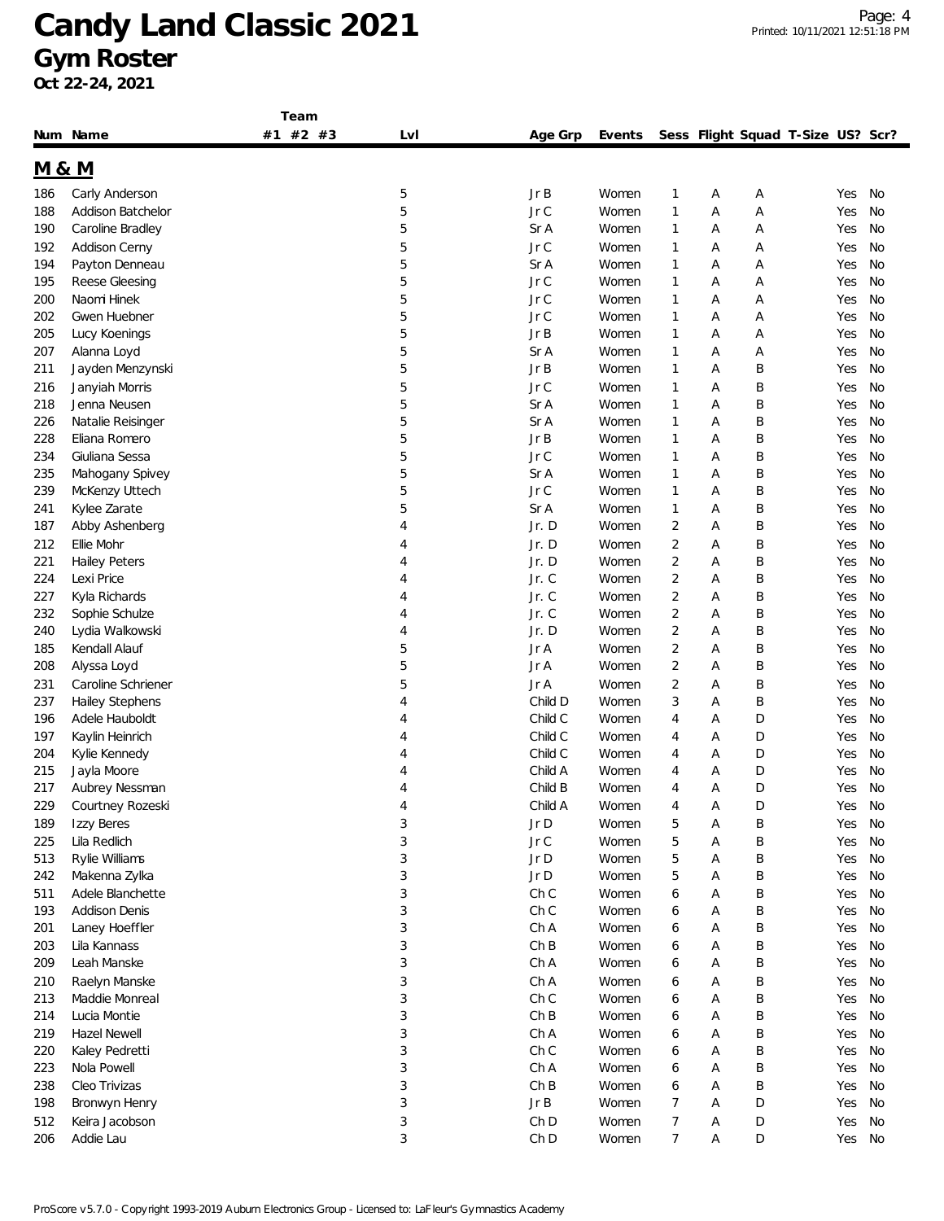# Candy Land Classic 2021

## Gym Roster

**Oct 22-24, 2021**

### M & M

| Num | Name | Team #1 | Team #2 | Team #3 | Lvl | Age Grp | Events | Sess | Flight | Squad | T-Size | US? | Scr? |
|---|---|---|---|---|---|---|---|---|---|---|---|---|---|
| 186 | Carly Anderson | | | | 5 | Jr B | Women | 1 | A | A | | Yes | No |
| 188 | Addison Batchelor | | | | 5 | Jr C | Women | 1 | A | A | | Yes | No |
| 190 | Caroline Bradley | | | | 5 | Sr A | Women | 1 | A | A | | Yes | No |
| 192 | Addison Cerny | | | | 5 | Jr C | Women | 1 | A | A | | Yes | No |
| 194 | Payton Denneau | | | | 5 | Sr A | Women | 1 | A | A | | Yes | No |
| 195 | Reese Gleesing | | | | 5 | Jr C | Women | 1 | A | A | | Yes | No |
| 200 | Naomi Hinek | | | | 5 | Jr C | Women | 1 | A | A | | Yes | No |
| 202 | Gwen Huebner | | | | 5 | Jr C | Women | 1 | A | A | | Yes | No |
| 205 | Lucy Koenings | | | | 5 | Jr B | Women | 1 | A | A | | Yes | No |
| 207 | Alanna Loyd | | | | 5 | Sr A | Women | 1 | A | A | | Yes | No |
| 211 | Jayden Menzynski | | | | 5 | Jr B | Women | 1 | A | B | | Yes | No |
| 216 | Janyiah Morris | | | | 5 | Jr C | Women | 1 | A | B | | Yes | No |
| 218 | Jenna Neusen | | | | 5 | Sr A | Women | 1 | A | B | | Yes | No |
| 226 | Natalie Reisinger | | | | 5 | Sr A | Women | 1 | A | B | | Yes | No |
| 228 | Eliana Romero | | | | 5 | Jr B | Women | 1 | A | B | | Yes | No |
| 234 | Giuliana Sessa | | | | 5 | Jr C | Women | 1 | A | B | | Yes | No |
| 235 | Mahogany Spivey | | | | 5 | Sr A | Women | 1 | A | B | | Yes | No |
| 239 | McKenzy Uttech | | | | 5 | Jr C | Women | 1 | A | B | | Yes | No |
| 241 | Kylee Zarate | | | | 5 | Sr A | Women | 1 | A | B | | Yes | No |
| 187 | Abby Ashenberg | | | | 4 | Jr. D | Women | 2 | A | B | | Yes | No |
| 212 | Ellie Mohr | | | | 4 | Jr. D | Women | 2 | A | B | | Yes | No |
| 221 | Hailey Peters | | | | 4 | Jr. D | Women | 2 | A | B | | Yes | No |
| 224 | Lexi Price | | | | 4 | Jr. C | Women | 2 | A | B | | Yes | No |
| 227 | Kyla Richards | | | | 4 | Jr. C | Women | 2 | A | B | | Yes | No |
| 232 | Sophie Schulze | | | | 4 | Jr. C | Women | 2 | A | B | | Yes | No |
| 240 | Lydia Walkowski | | | | 4 | Jr. D | Women | 2 | A | B | | Yes | No |
| 185 | Kendall Alauf | | | | 5 | Jr A | Women | 2 | A | B | | Yes | No |
| 208 | Alyssa Loyd | | | | 5 | Jr A | Women | 2 | A | B | | Yes | No |
| 231 | Caroline Schriener | | | | 5 | Jr A | Women | 2 | A | B | | Yes | No |
| 237 | Hailey Stephens | | | | 4 | Child D | Women | 3 | A | B | | Yes | No |
| 196 | Adele Hauboldt | | | | 4 | Child C | Women | 4 | A | D | | Yes | No |
| 197 | Kaylin Heinrich | | | | 4 | Child C | Women | 4 | A | D | | Yes | No |
| 204 | Kylie Kennedy | | | | 4 | Child C | Women | 4 | A | D | | Yes | No |
| 215 | Jayla Moore | | | | 4 | Child A | Women | 4 | A | D | | Yes | No |
| 217 | Aubrey Nessman | | | | 4 | Child B | Women | 4 | A | D | | Yes | No |
| 229 | Courtney Rozeski | | | | 4 | Child A | Women | 4 | A | D | | Yes | No |
| 189 | Izzy Beres | | | | 3 | Jr D | Women | 5 | A | B | | Yes | No |
| 225 | Lila Redlich | | | | 3 | Jr C | Women | 5 | A | B | | Yes | No |
| 513 | Rylie Williams | | | | 3 | Jr D | Women | 5 | A | B | | Yes | No |
| 242 | Makenna Zylka | | | | 3 | Jr D | Women | 5 | A | B | | Yes | No |
| 511 | Adele Blanchette | | | | 3 | Ch C | Women | 6 | A | B | | Yes | No |
| 193 | Addison Denis | | | | 3 | Ch C | Women | 6 | A | B | | Yes | No |
| 201 | Laney Hoeffler | | | | 3 | Ch A | Women | 6 | A | B | | Yes | No |
| 203 | Lila Kannass | | | | 3 | Ch B | Women | 6 | A | B | | Yes | No |
| 209 | Leah Manske | | | | 3 | Ch A | Women | 6 | A | B | | Yes | No |
| 210 | Raelyn Manske | | | | 3 | Ch A | Women | 6 | A | B | | Yes | No |
| 213 | Maddie Monreal | | | | 3 | Ch C | Women | 6 | A | B | | Yes | No |
| 214 | Lucia Montie | | | | 3 | Ch B | Women | 6 | A | B | | Yes | No |
| 219 | Hazel Newell | | | | 3 | Ch A | Women | 6 | A | B | | Yes | No |
| 220 | Kaley Pedretti | | | | 3 | Ch C | Women | 6 | A | B | | Yes | No |
| 223 | Nola Powell | | | | 3 | Ch A | Women | 6 | A | B | | Yes | No |
| 238 | Cleo Trivizas | | | | 3 | Ch B | Women | 6 | A | B | | Yes | No |
| 198 | Bronwyn Henry | | | | 3 | Jr B | Women | 7 | A | D | | Yes | No |
| 512 | Keira Jacobson | | | | 3 | Ch D | Women | 7 | A | D | | Yes | No |
| 206 | Addie Lau | | | | 3 | Ch D | Women | 7 | A | D | | Yes | No |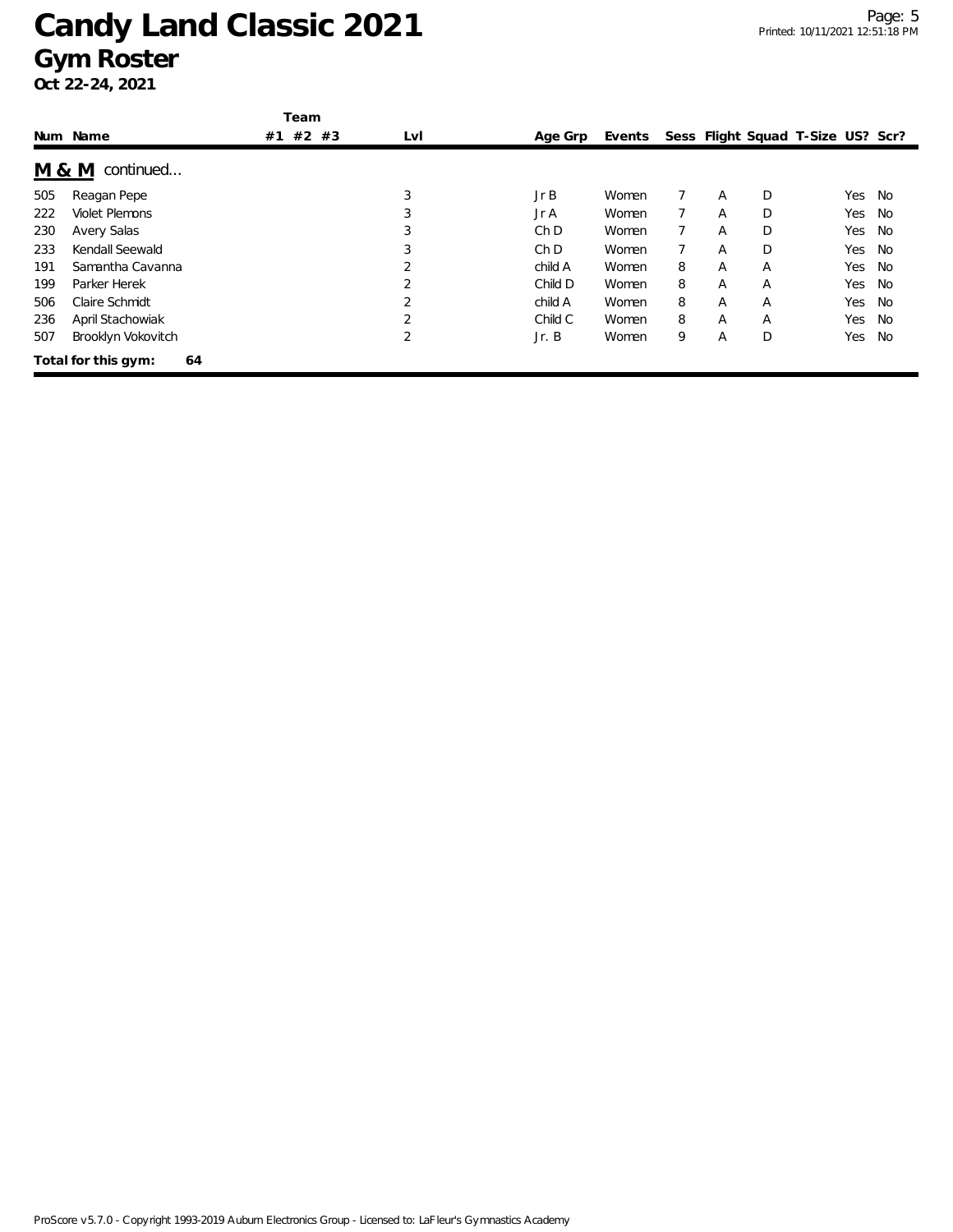# Candy Land Classic 2021
## Gym Roster
**Oct 22-24, 2021**

| Num | Name | Team #1 | Team #2 | Team #3 | Lvl | Age Grp | Events | Sess | Flight | Squad | T-Size | US? | Scr? |
|---|---|---|---|---|---|---|---|---|---|---|---|---|---|
| **M & M** continued... | | | | | | | | | | | | | |
| 505 | Reagan Pepe | | | | 3 | Jr B | Women | 7 | A | D | | Yes | No |
| 222 | Violet Plemons | | | | 3 | Jr A | Women | 7 | A | D | | Yes | No |
| 230 | Avery Salas | | | | 3 | Ch D | Women | 7 | A | D | | Yes | No |
| 233 | Kendall Seewald | | | | 3 | Ch D | Women | 7 | A | D | | Yes | No |
| 191 | Samantha Cavanna | | | | 2 | child A | Women | 8 | A | A | | Yes | No |
| 199 | Parker Herek | | | | 2 | Child D | Women | 8 | A | A | | Yes | No |
| 506 | Claire Schmidt | | | | 2 | child A | Women | 8 | A | A | | Yes | No |
| 236 | April Stachowiak | | | | 2 | Child C | Women | 8 | A | A | | Yes | No |
| 507 | Brooklyn Vokovitch | | | | 2 | Jr. B | Women | 9 | A | D | | Yes | No |

**Total for this gym: 64**

ProScore v5.7.0 - Copyright 1993-2019 Auburn Electronics Group - Licensed to: LaFleur's Gymnastics Academy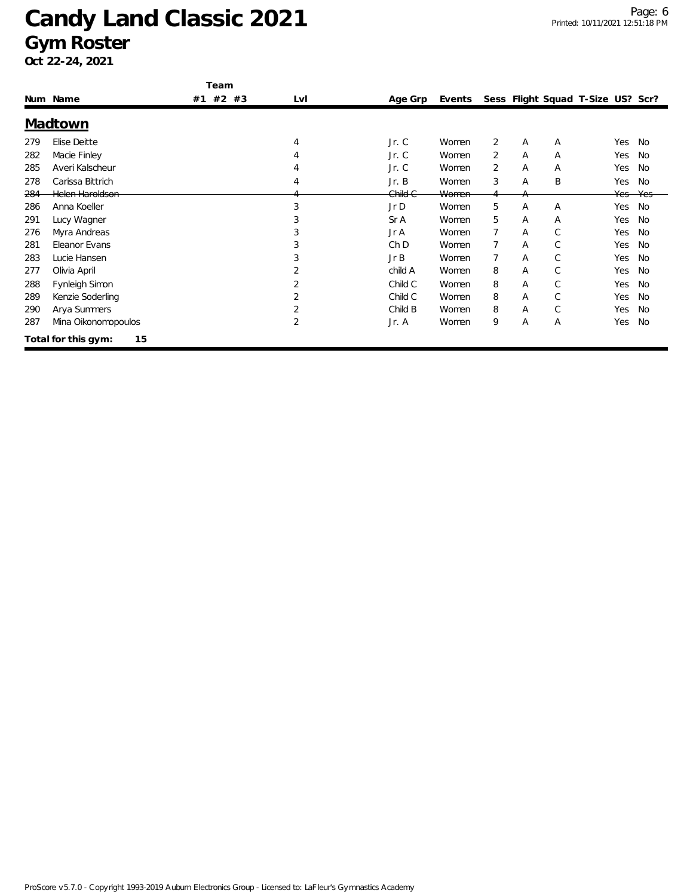# Candy Land Classic 2021

## Gym Roster

**Oct 22-24, 2021**

| Num | Name | Team #1 | Team #2 | Team #3 | Lvl | Age Grp | Events | Sess | Flight | Squad | T-Size | US? | Scr? |
|---|---|---|---|---|---|---|---|---|---|---|---|---|---|
| **Madtown** | | | | | | | | | | | | | |
| 279 | Elise Deitte | | | | 4 | Jr. C | Women | 2 | A | A | | Yes | No |
| 282 | Macie Finley | | | | 4 | Jr. C | Women | 2 | A | A | | Yes | No |
| 285 | Averi Kalscheur | | | | 4 | Jr. C | Women | 2 | A | A | | Yes | No |
| 278 | Carissa Bittrich | | | | 4 | Jr. B | Women | 3 | A | B | | Yes | No |
| ~~284~~ | ~~Helen Haroldson~~ | | | | ~~4~~ | ~~Child C~~ | ~~Women~~ | ~~4~~ | ~~A~~ | | | ~~Yes~~ | ~~Yes~~ |
| 286 | Anna Koeller | | | | 3 | Jr D | Women | 5 | A | A | | Yes | No |
| 291 | Lucy Wagner | | | | 3 | Sr A | Women | 5 | A | A | | Yes | No |
| 276 | Myra Andreas | | | | 3 | Jr A | Women | 7 | A | C | | Yes | No |
| 281 | Eleanor Evans | | | | 3 | Ch D | Women | 7 | A | C | | Yes | No |
| 283 | Lucie Hansen | | | | 3 | Jr B | Women | 7 | A | C | | Yes | No |
| 277 | Olivia April | | | | 2 | child A | Women | 8 | A | C | | Yes | No |
| 288 | Fynleigh Simon | | | | 2 | Child C | Women | 8 | A | C | | Yes | No |
| 289 | Kenzie Soderling | | | | 2 | Child C | Women | 8 | A | C | | Yes | No |
| 290 | Arya Summers | | | | 2 | Child B | Women | 8 | A | C | | Yes | No |
| 287 | Mina Oikonomopoulos | | | | 2 | Jr. A | Women | 9 | A | A | | Yes | No |

**Total for this gym: 15**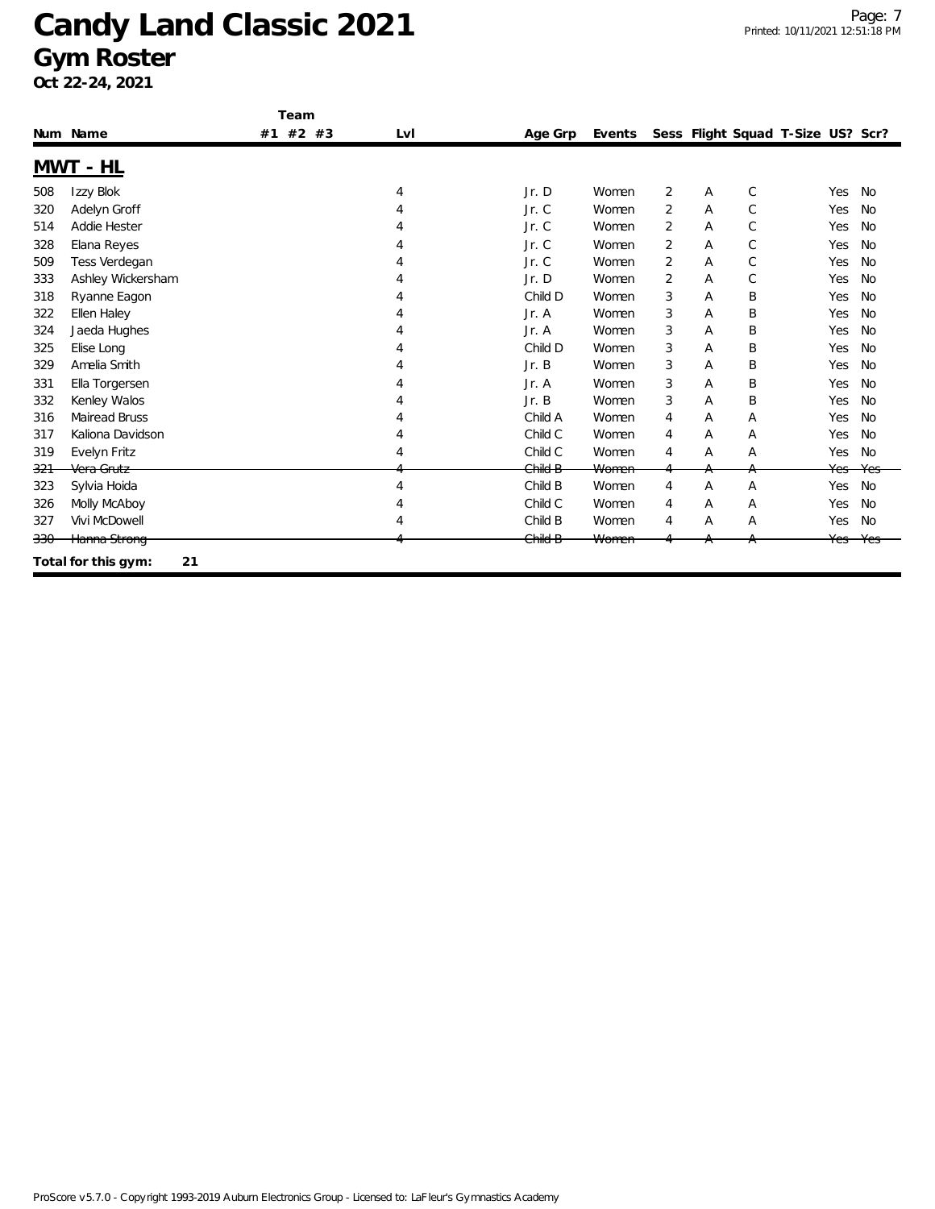# Candy Land Classic 2021

## Gym Roster

**Oct 22-24, 2021**

### MWT - HL

| Num | Name | Team #1 | Team #2 | Team #3 | Lvl | Age Grp | Events | Sess | Flight | Squad | T-Size | US? | Scr? |
|---|---|---|---|---|---|---|---|---|---|---|---|---|---|
| 508 | Izzy Blok | | | | 4 | Jr. D | Women | 2 | A | C | | Yes | No |
| 320 | Adelyn Groff | | | | 4 | Jr. C | Women | 2 | A | C | | Yes | No |
| 514 | Addie Hester | | | | 4 | Jr. C | Women | 2 | A | C | | Yes | No |
| 328 | Elana Reyes | | | | 4 | Jr. C | Women | 2 | A | C | | Yes | No |
| 509 | Tess Verdegan | | | | 4 | Jr. C | Women | 2 | A | C | | Yes | No |
| 333 | Ashley Wickersham | | | | 4 | Jr. D | Women | 2 | A | C | | Yes | No |
| 318 | Ryanne Eagon | | | | 4 | Child D | Women | 3 | A | B | | Yes | No |
| 322 | Ellen Haley | | | | 4 | Jr. A | Women | 3 | A | B | | Yes | No |
| 324 | Jaeda Hughes | | | | 4 | Jr. A | Women | 3 | A | B | | Yes | No |
| 325 | Elise Long | | | | 4 | Child D | Women | 3 | A | B | | Yes | No |
| 329 | Amelia Smith | | | | 4 | Jr. B | Women | 3 | A | B | | Yes | No |
| 331 | Ella Torgersen | | | | 4 | Jr. A | Women | 3 | A | B | | Yes | No |
| 332 | Kenley Walos | | | | 4 | Jr. B | Women | 3 | A | B | | Yes | No |
| 316 | Mairead Bruss | | | | 4 | Child A | Women | 4 | A | A | | Yes | No |
| 317 | Kaliona Davidson | | | | 4 | Child C | Women | 4 | A | A | | Yes | No |
| 319 | Evelyn Fritz | | | | 4 | Child C | Women | 4 | A | A | | Yes | No |
| ~~321~~ | ~~Vera Grutz~~ | | | | ~~4~~ | ~~Child B~~ | ~~Women~~ | ~~4~~ | ~~A~~ | ~~A~~ | | ~~Yes~~ | ~~Yes~~ |
| 323 | Sylvia Hoida | | | | 4 | Child B | Women | 4 | A | A | | Yes | No |
| 326 | Molly McAboy | | | | 4 | Child C | Women | 4 | A | A | | Yes | No |
| 327 | Vivi McDowell | | | | 4 | Child B | Women | 4 | A | A | | Yes | No |
| ~~330~~ | ~~Hanna Strong~~ | | | | ~~4~~ | ~~Child B~~ | ~~Women~~ | ~~4~~ | ~~A~~ | ~~A~~ | | ~~Yes~~ | ~~Yes~~ |

**Total for this gym: 21**

ProScore v5.7.0 - Copyright 1993-2019 Auburn Electronics Group - Licensed to: LaFleur's Gymnastics Academy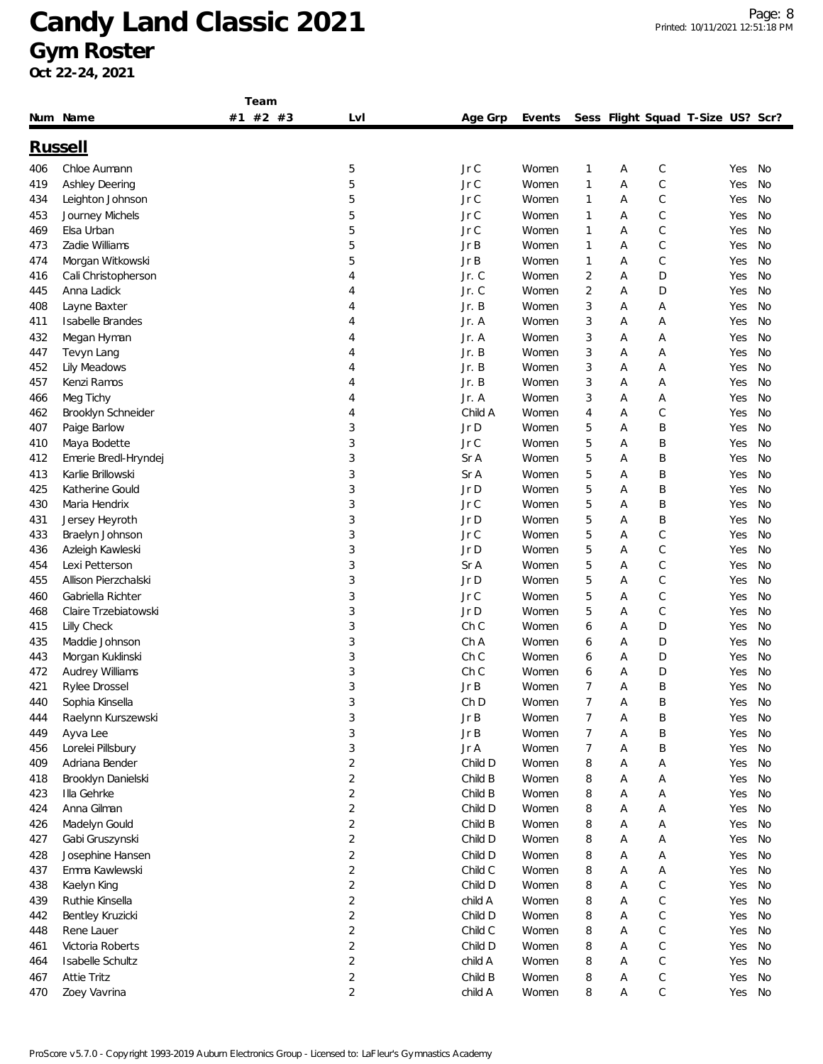# Candy Land Classic 2021

## Gym Roster

**Oct 22-24, 2021**

### Russell

| Num | Name | Team #1 | Team #2 | Team #3 | Lvl | Age Grp | Events | Sess | Flight | Squad | T-Size | US? | Scr? |
|---|---|---|---|---|---|---|---|---|---|---|---|---|---|
| 406 | Chloe Aumann | | | | 5 | Jr C | Women | 1 | A | C | | Yes | No |
| 419 | Ashley Deering | | | | 5 | Jr C | Women | 1 | A | C | | Yes | No |
| 434 | Leighton Johnson | | | | 5 | Jr C | Women | 1 | A | C | | Yes | No |
| 453 | Journey Michels | | | | 5 | Jr C | Women | 1 | A | C | | Yes | No |
| 469 | Elsa Urban | | | | 5 | Jr C | Women | 1 | A | C | | Yes | No |
| 473 | Zadie Williams | | | | 5 | Jr B | Women | 1 | A | C | | Yes | No |
| 474 | Morgan Witkowski | | | | 5 | Jr B | Women | 1 | A | C | | Yes | No |
| 416 | Cali Christopherson | | | | 4 | Jr. C | Women | 2 | A | D | | Yes | No |
| 445 | Anna Ladick | | | | 4 | Jr. C | Women | 2 | A | D | | Yes | No |
| 408 | Layne Baxter | | | | 4 | Jr. B | Women | 3 | A | A | | Yes | No |
| 411 | Isabelle Brandes | | | | 4 | Jr. A | Women | 3 | A | A | | Yes | No |
| 432 | Megan Hyman | | | | 4 | Jr. A | Women | 3 | A | A | | Yes | No |
| 447 | Tevyn Lang | | | | 4 | Jr. B | Women | 3 | A | A | | Yes | No |
| 452 | Lily Meadows | | | | 4 | Jr. B | Women | 3 | A | A | | Yes | No |
| 457 | Kenzi Ramos | | | | 4 | Jr. B | Women | 3 | A | A | | Yes | No |
| 466 | Meg Tichy | | | | 4 | Jr. A | Women | 3 | A | A | | Yes | No |
| 462 | Brooklyn Schneider | | | | 4 | Child A | Women | 4 | A | C | | Yes | No |
| 407 | Paige Barlow | | | | 3 | Jr D | Women | 5 | A | B | | Yes | No |
| 410 | Maya Bodette | | | | 3 | Jr C | Women | 5 | A | B | | Yes | No |
| 412 | Emerie Bredl-Hryndej | | | | 3 | Sr A | Women | 5 | A | B | | Yes | No |
| 413 | Karlie Brillowski | | | | 3 | Sr A | Women | 5 | A | B | | Yes | No |
| 425 | Katherine Gould | | | | 3 | Jr D | Women | 5 | A | B | | Yes | No |
| 430 | Maria Hendrix | | | | 3 | Jr C | Women | 5 | A | B | | Yes | No |
| 431 | Jersey Heyroth | | | | 3 | Jr D | Women | 5 | A | B | | Yes | No |
| 433 | Braelyn Johnson | | | | 3 | Jr C | Women | 5 | A | C | | Yes | No |
| 436 | Azleigh Kawleski | | | | 3 | Jr D | Women | 5 | A | C | | Yes | No |
| 454 | Lexi Petterson | | | | 3 | Sr A | Women | 5 | A | C | | Yes | No |
| 455 | Allison Pierzchalski | | | | 3 | Jr D | Women | 5 | A | C | | Yes | No |
| 460 | Gabriella Richter | | | | 3 | Jr C | Women | 5 | A | C | | Yes | No |
| 468 | Claire Trzebiatowski | | | | 3 | Jr D | Women | 5 | A | C | | Yes | No |
| 415 | Lilly Check | | | | 3 | Ch C | Women | 6 | A | D | | Yes | No |
| 435 | Maddie Johnson | | | | 3 | Ch A | Women | 6 | A | D | | Yes | No |
| 443 | Morgan Kuklinski | | | | 3 | Ch C | Women | 6 | A | D | | Yes | No |
| 472 | Audrey Williams | | | | 3 | Ch C | Women | 6 | A | D | | Yes | No |
| 421 | Rylee Drossel | | | | 3 | Jr B | Women | 7 | A | B | | Yes | No |
| 440 | Sophia Kinsella | | | | 3 | Ch D | Women | 7 | A | B | | Yes | No |
| 444 | Raelynn Kurszewski | | | | 3 | Jr B | Women | 7 | A | B | | Yes | No |
| 449 | Ayva Lee | | | | 3 | Jr B | Women | 7 | A | B | | Yes | No |
| 456 | Lorelei Pillsbury | | | | 3 | Jr A | Women | 7 | A | B | | Yes | No |
| 409 | Adriana Bender | | | | 2 | Child D | Women | 8 | A | A | | Yes | No |
| 418 | Brooklyn Danielski | | | | 2 | Child B | Women | 8 | A | A | | Yes | No |
| 423 | Illa Gehrke | | | | 2 | Child B | Women | 8 | A | A | | Yes | No |
| 424 | Anna Gilman | | | | 2 | Child D | Women | 8 | A | A | | Yes | No |
| 426 | Madelyn Gould | | | | 2 | Child B | Women | 8 | A | A | | Yes | No |
| 427 | Gabi Gruszynski | | | | 2 | Child D | Women | 8 | A | A | | Yes | No |
| 428 | Josephine Hansen | | | | 2 | Child D | Women | 8 | A | A | | Yes | No |
| 437 | Emma Kawlewski | | | | 2 | Child C | Women | 8 | A | A | | Yes | No |
| 438 | Kaelyn King | | | | 2 | Child D | Women | 8 | A | C | | Yes | No |
| 439 | Ruthie Kinsella | | | | 2 | child A | Women | 8 | A | C | | Yes | No |
| 442 | Bentley Kruzicki | | | | 2 | Child D | Women | 8 | A | C | | Yes | No |
| 448 | Rene Lauer | | | | 2 | Child C | Women | 8 | A | C | | Yes | No |
| 461 | Victoria Roberts | | | | 2 | Child D | Women | 8 | A | C | | Yes | No |
| 464 | Isabelle Schultz | | | | 2 | child A | Women | 8 | A | C | | Yes | No |
| 467 | Attie Tritz | | | | 2 | Child B | Women | 8 | A | C | | Yes | No |
| 470 | Zoey Vavrina | | | | 2 | child A | Women | 8 | A | C | | Yes | No |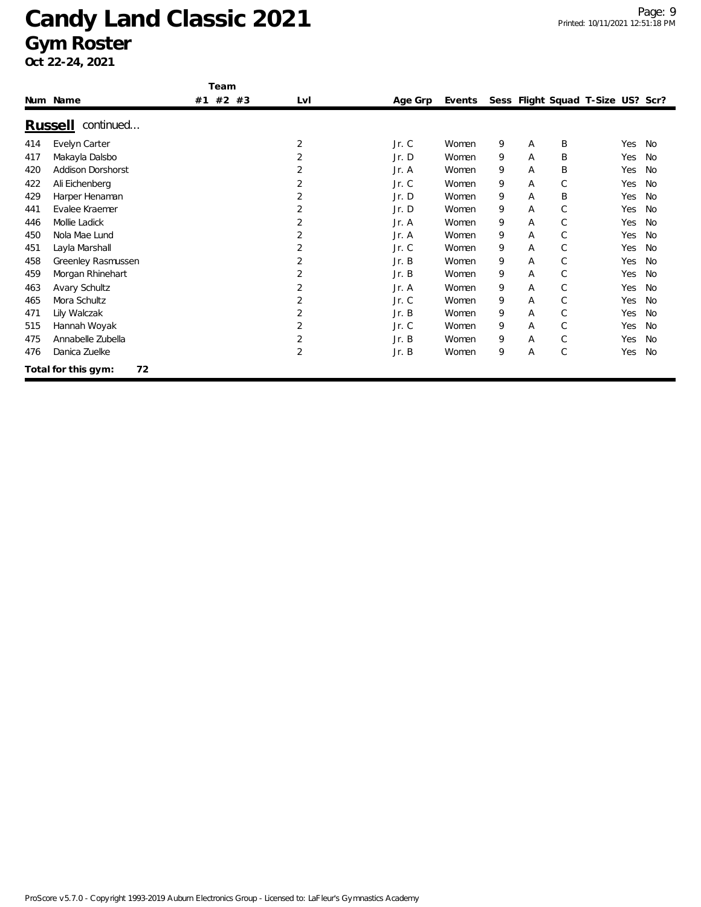# Candy Land Classic 2021
## Gym Roster
**Oct 22-24, 2021**

| Num | Name | Team #1 | Team #2 | Team #3 | Lvl | Age Grp | Events | Sess | Flight | Squad | T-Size | US? | Scr? |
|---|---|---|---|---|---|---|---|---|---|---|---|---|---|
| **Russell** continued... | | | | | | | | | | | | | |
| 414 | Evelyn Carter | | | | 2 | Jr. C | Women | 9 | A | B | | Yes | No |
| 417 | Makayla Dalsbo | | | | 2 | Jr. D | Women | 9 | A | B | | Yes | No |
| 420 | Addison Dorshorst | | | | 2 | Jr. A | Women | 9 | A | B | | Yes | No |
| 422 | Ali Eichenberg | | | | 2 | Jr. C | Women | 9 | A | C | | Yes | No |
| 429 | Harper Henaman | | | | 2 | Jr. D | Women | 9 | A | B | | Yes | No |
| 441 | Evalee Kraemer | | | | 2 | Jr. D | Women | 9 | A | C | | Yes | No |
| 446 | Mollie Ladick | | | | 2 | Jr. A | Women | 9 | A | C | | Yes | No |
| 450 | Nola Mae Lund | | | | 2 | Jr. A | Women | 9 | A | C | | Yes | No |
| 451 | Layla Marshall | | | | 2 | Jr. C | Women | 9 | A | C | | Yes | No |
| 458 | Greenley Rasmussen | | | | 2 | Jr. B | Women | 9 | A | C | | Yes | No |
| 459 | Morgan Rhinehart | | | | 2 | Jr. B | Women | 9 | A | C | | Yes | No |
| 463 | Avary Schultz | | | | 2 | Jr. A | Women | 9 | A | C | | Yes | No |
| 465 | Mora Schultz | | | | 2 | Jr. C | Women | 9 | A | C | | Yes | No |
| 471 | Lily Walczak | | | | 2 | Jr. B | Women | 9 | A | C | | Yes | No |
| 515 | Hannah Woyak | | | | 2 | Jr. C | Women | 9 | A | C | | Yes | No |
| 475 | Annabelle Zubella | | | | 2 | Jr. B | Women | 9 | A | C | | Yes | No |
| 476 | Danica Zuelke | | | | 2 | Jr. B | Women | 9 | A | C | | Yes | No |

**Total for this gym:** 72

ProScore v5.7.0 - Copyright 1993-2019 Auburn Electronics Group - Licensed to: LaFleur's Gymnastics Academy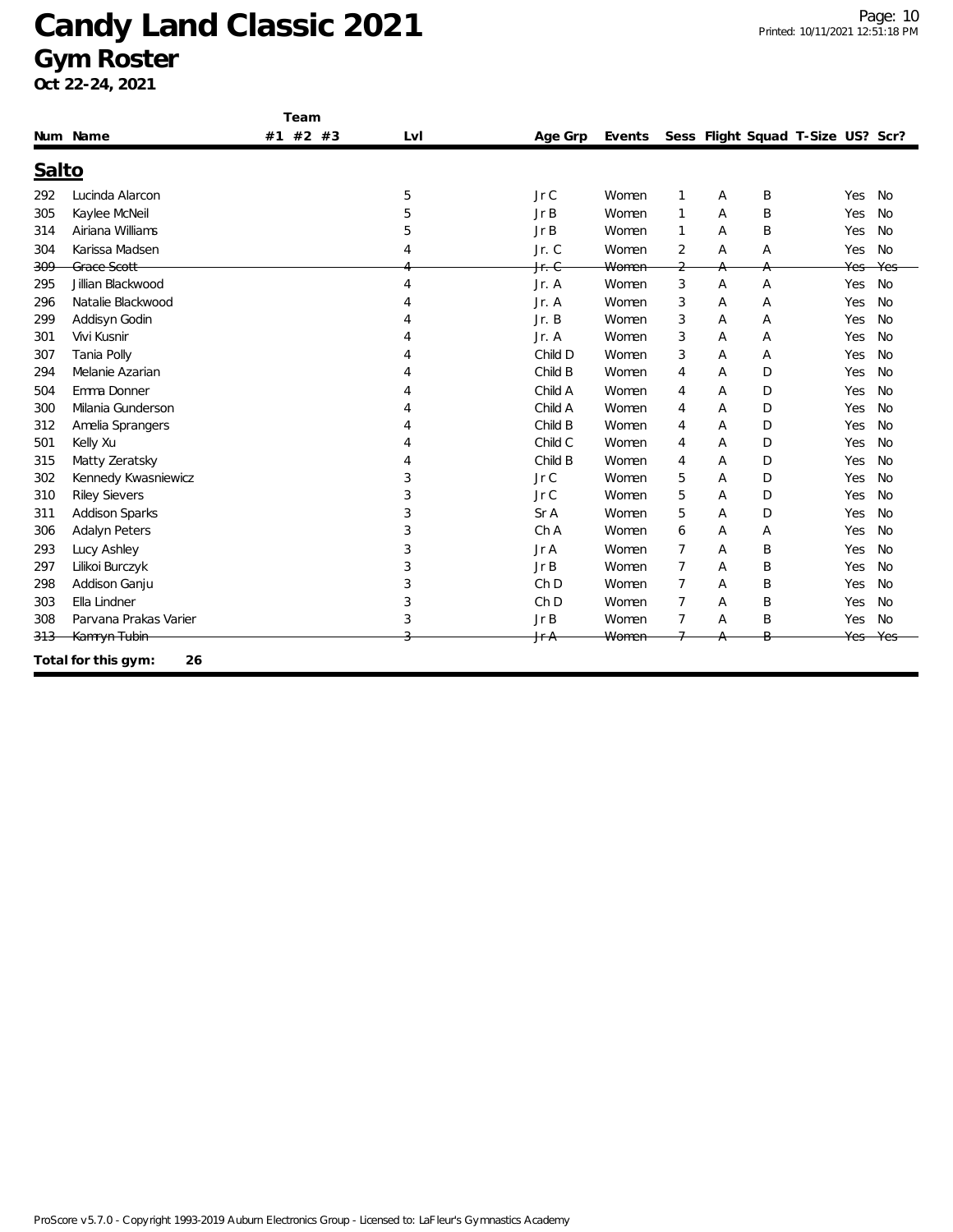# Candy Land Classic 2021

## Gym Roster

**Oct 22-24, 2021**

### Salto

| Num | Name | Team #1 | Team #2 | Team #3 | Lvl | Age Grp | Events | Sess | Flight | Squad | T-Size | US? | Scr? |
|---|---|---|---|---|---|---|---|---|---|---|---|---|---|
| 292 | Lucinda Alarcon | | | | 5 | Jr C | Women | 1 | A | B | | Yes | No |
| 305 | Kaylee McNeil | | | | 5 | Jr B | Women | 1 | A | B | | Yes | No |
| 314 | Airiana Williams | | | | 5 | Jr B | Women | 1 | A | B | | Yes | No |
| 304 | Karissa Madsen | | | | 4 | Jr. C | Women | 2 | A | A | | Yes | No |
| ~~309~~ | ~~Grace Scott~~ | | | | ~~4~~ | ~~Jr. C~~ | ~~Women~~ | ~~2~~ | ~~A~~ | ~~A~~ | | ~~Yes~~ | ~~Yes~~ |
| 295 | Jillian Blackwood | | | | 4 | Jr. A | Women | 3 | A | A | | Yes | No |
| 296 | Natalie Blackwood | | | | 4 | Jr. A | Women | 3 | A | A | | Yes | No |
| 299 | Addisyn Godin | | | | 4 | Jr. B | Women | 3 | A | A | | Yes | No |
| 301 | Vivi Kusnir | | | | 4 | Jr. A | Women | 3 | A | A | | Yes | No |
| 307 | Tania Polly | | | | 4 | Child D | Women | 3 | A | A | | Yes | No |
| 294 | Melanie Azarian | | | | 4 | Child B | Women | 4 | A | D | | Yes | No |
| 504 | Emma Donner | | | | 4 | Child A | Women | 4 | A | D | | Yes | No |
| 300 | Milania Gunderson | | | | 4 | Child A | Women | 4 | A | D | | Yes | No |
| 312 | Amelia Sprangers | | | | 4 | Child B | Women | 4 | A | D | | Yes | No |
| 501 | Kelly Xu | | | | 4 | Child C | Women | 4 | A | D | | Yes | No |
| 315 | Matty Zeratsky | | | | 4 | Child B | Women | 4 | A | D | | Yes | No |
| 302 | Kennedy Kwasniewicz | | | | 3 | Jr C | Women | 5 | A | D | | Yes | No |
| 310 | Riley Sievers | | | | 3 | Jr C | Women | 5 | A | D | | Yes | No |
| 311 | Addison Sparks | | | | 3 | Sr A | Women | 5 | A | D | | Yes | No |
| 306 | Adalyn Peters | | | | 3 | Ch A | Women | 6 | A | A | | Yes | No |
| 293 | Lucy Ashley | | | | 3 | Jr A | Women | 7 | A | B | | Yes | No |
| 297 | Lilikoi Burczyk | | | | 3 | Jr B | Women | 7 | A | B | | Yes | No |
| 298 | Addison Ganju | | | | 3 | Ch D | Women | 7 | A | B | | Yes | No |
| 303 | Ella Lindner | | | | 3 | Ch D | Women | 7 | A | B | | Yes | No |
| 308 | Parvana Prakas Varier | | | | 3 | Jr B | Women | 7 | A | B | | Yes | No |
| ~~313~~ | ~~Kamryn Tubin~~ | | | | ~~3~~ | ~~Jr A~~ | ~~Women~~ | ~~7~~ | ~~A~~ | ~~B~~ | | ~~Yes~~ | ~~Yes~~ |

**Total for this gym: 26**

ProScore v5.7.0 - Copyright 1993-2019 Auburn Electronics Group - Licensed to: LaFleur's Gymnastics Academy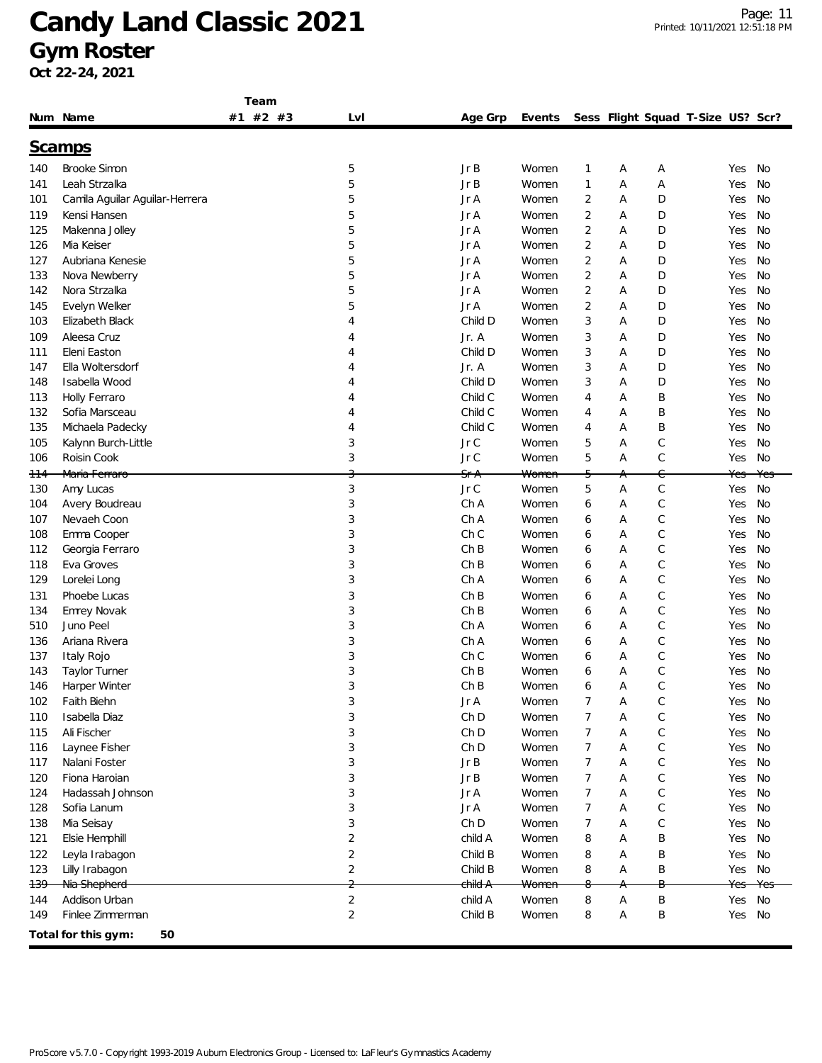# Candy Land Classic 2021

## Gym Roster

**Oct 22-24, 2021**

## Scamps

| Num | Name | Team #1 | Team #2 | Team #3 | Lvl | Age Grp | Events | Sess | Flight | Squad | T-Size | US? | Scr? |
|---|---|---|---|---|---|---|---|---|---|---|---|---|---|
| 140 | Brooke Simon | | | | 5 | Jr B | Women | 1 | A | A | | Yes | No |
| 141 | Leah Strzalka | | | | 5 | Jr B | Women | 1 | A | A | | Yes | No |
| 101 | Camila Aguilar Aguilar-Herrera | | | | 5 | Jr A | Women | 2 | A | D | | Yes | No |
| 119 | Kensi Hansen | | | | 5 | Jr A | Women | 2 | A | D | | Yes | No |
| 125 | Makenna Jolley | | | | 5 | Jr A | Women | 2 | A | D | | Yes | No |
| 126 | Mia Keiser | | | | 5 | Jr A | Women | 2 | A | D | | Yes | No |
| 127 | Aubriana Kenesie | | | | 5 | Jr A | Women | 2 | A | D | | Yes | No |
| 133 | Nova Newberry | | | | 5 | Jr A | Women | 2 | A | D | | Yes | No |
| 142 | Nora Strzalka | | | | 5 | Jr A | Women | 2 | A | D | | Yes | No |
| 145 | Evelyn Welker | | | | 5 | Jr A | Women | 2 | A | D | | Yes | No |
| 103 | Elizabeth Black | | | | 4 | Child D | Women | 3 | A | D | | Yes | No |
| 109 | Aleesa Cruz | | | | 4 | Jr. A | Women | 3 | A | D | | Yes | No |
| 111 | Eleni Easton | | | | 4 | Child D | Women | 3 | A | D | | Yes | No |
| 147 | Ella Woltersdorf | | | | 4 | Jr. A | Women | 3 | A | D | | Yes | No |
| 148 | Isabella Wood | | | | 4 | Child D | Women | 3 | A | D | | Yes | No |
| 113 | Holly Ferraro | | | | 4 | Child C | Women | 4 | A | B | | Yes | No |
| 132 | Sofia Marsceau | | | | 4 | Child C | Women | 4 | A | B | | Yes | No |
| 135 | Michaela Padecky | | | | 4 | Child C | Women | 4 | A | B | | Yes | No |
| 105 | Kalynn Burch-Little | | | | 3 | Jr C | Women | 5 | A | C | | Yes | No |
| 106 | Roisin Cook | | | | 3 | Jr C | Women | 5 | A | C | | Yes | No |
| ~~114~~ | ~~Maria Ferraro~~ | | | | ~~3~~ | ~~Sr A~~ | ~~Women~~ | ~~5~~ | ~~A~~ | ~~C~~ | | ~~Yes~~ | ~~Yes~~ |
| 130 | Amy Lucas | | | | 3 | Jr C | Women | 5 | A | C | | Yes | No |
| 104 | Avery Boudreau | | | | 3 | Ch A | Women | 6 | A | C | | Yes | No |
| 107 | Nevaeh Coon | | | | 3 | Ch A | Women | 6 | A | C | | Yes | No |
| 108 | Emma Cooper | | | | 3 | Ch C | Women | 6 | A | C | | Yes | No |
| 112 | Georgia Ferraro | | | | 3 | Ch B | Women | 6 | A | C | | Yes | No |
| 118 | Eva Groves | | | | 3 | Ch B | Women | 6 | A | C | | Yes | No |
| 129 | Lorelei Long | | | | 3 | Ch A | Women | 6 | A | C | | Yes | No |
| 131 | Phoebe Lucas | | | | 3 | Ch B | Women | 6 | A | C | | Yes | No |
| 134 | Emrey Novak | | | | 3 | Ch B | Women | 6 | A | C | | Yes | No |
| 510 | Juno Peel | | | | 3 | Ch A | Women | 6 | A | C | | Yes | No |
| 136 | Ariana Rivera | | | | 3 | Ch A | Women | 6 | A | C | | Yes | No |
| 137 | Italy Rojo | | | | 3 | Ch C | Women | 6 | A | C | | Yes | No |
| 143 | Taylor Turner | | | | 3 | Ch B | Women | 6 | A | C | | Yes | No |
| 146 | Harper Winter | | | | 3 | Ch B | Women | 6 | A | C | | Yes | No |
| 102 | Faith Biehn | | | | 3 | Jr A | Women | 7 | A | C | | Yes | No |
| 110 | Isabella Diaz | | | | 3 | Ch D | Women | 7 | A | C | | Yes | No |
| 115 | Ali Fischer | | | | 3 | Ch D | Women | 7 | A | C | | Yes | No |
| 116 | Laynee Fisher | | | | 3 | Ch D | Women | 7 | A | C | | Yes | No |
| 117 | Nalani Foster | | | | 3 | Jr B | Women | 7 | A | C | | Yes | No |
| 120 | Fiona Haroian | | | | 3 | Jr B | Women | 7 | A | C | | Yes | No |
| 124 | Hadassah Johnson | | | | 3 | Jr A | Women | 7 | A | C | | Yes | No |
| 128 | Sofia Lanum | | | | 3 | Jr A | Women | 7 | A | C | | Yes | No |
| 138 | Mia Seisay | | | | 3 | Ch D | Women | 7 | A | C | | Yes | No |
| 121 | Elsie Hemphill | | | | 2 | child A | Women | 8 | A | B | | Yes | No |
| 122 | Leyla Irabagon | | | | 2 | Child B | Women | 8 | A | B | | Yes | No |
| 123 | Lilly Irabagon | | | | 2 | Child B | Women | 8 | A | B | | Yes | No |
| ~~139~~ | ~~Nia Shepherd~~ | | | | ~~2~~ | ~~child A~~ | ~~Women~~ | ~~8~~ | ~~A~~ | ~~B~~ | | ~~Yes~~ | ~~Yes~~ |
| 144 | Addison Urban | | | | 2 | child A | Women | 8 | A | B | | Yes | No |
| 149 | Finlee Zimmerman | | | | 2 | Child B | Women | 8 | A | B | | Yes | No |

**Total for this gym: 50**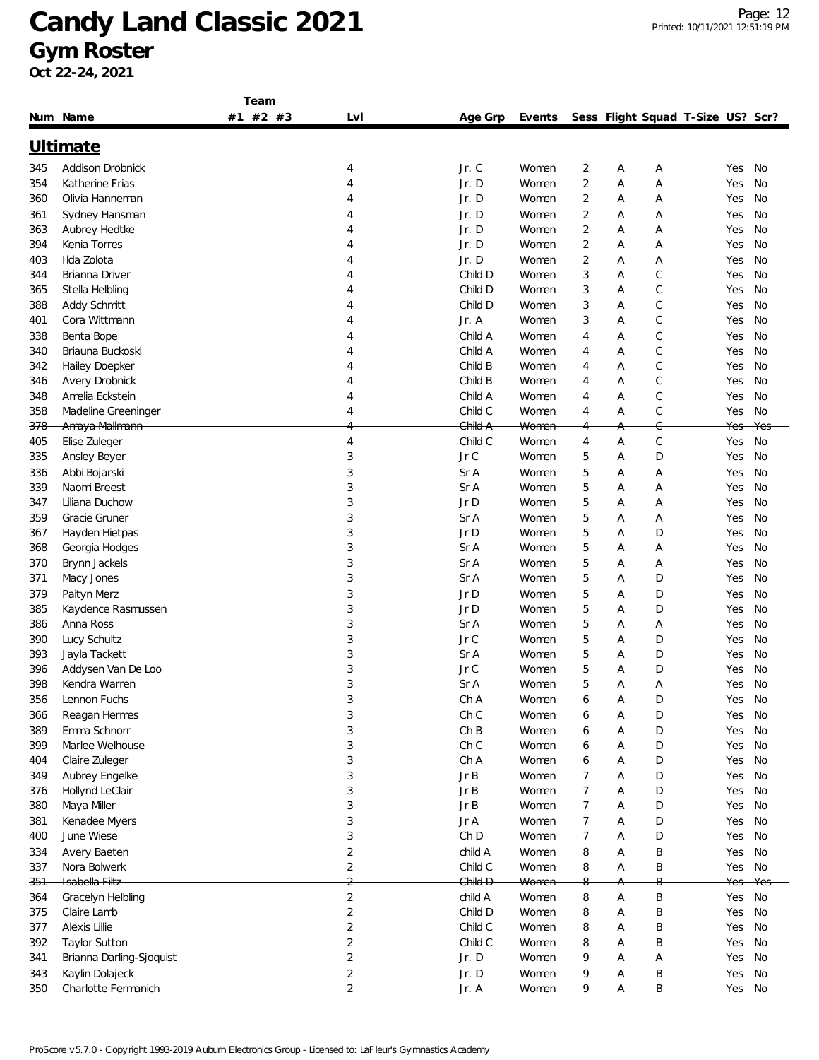# Candy Land Classic 2021

## Gym Roster

**Oct 22-24, 2021**

| Num | Name | Team #1 | #2 | #3 | Lvl | Age Grp | Events | Sess | Flight | Squad | T-Size | US? | Scr? |
|---|---|---|---|---|---|---|---|---|---|---|---|---|---|

### Ultimate

| Num | Name | Team #1 | #2 | #3 | Lvl | Age Grp | Events | Sess | Flight | Squad | T-Size | US? | Scr? |
|---|---|---|---|---|---|---|---|---|---|---|---|---|---|
| 345 | Addison Drobnick | | | | 4 | Jr. C | Women | 2 | A | A | | Yes | No |
| 354 | Katherine Frias | | | | 4 | Jr. D | Women | 2 | A | A | | Yes | No |
| 360 | Olivia Hanneman | | | | 4 | Jr. D | Women | 2 | A | A | | Yes | No |
| 361 | Sydney Hansman | | | | 4 | Jr. D | Women | 2 | A | A | | Yes | No |
| 363 | Aubrey Hedtke | | | | 4 | Jr. D | Women | 2 | A | A | | Yes | No |
| 394 | Kenia Torres | | | | 4 | Jr. D | Women | 2 | A | A | | Yes | No |
| 403 | Ilda Zolota | | | | 4 | Jr. D | Women | 2 | A | A | | Yes | No |
| 344 | Brianna Driver | | | | 4 | Child D | Women | 3 | A | C | | Yes | No |
| 365 | Stella Helbling | | | | 4 | Child D | Women | 3 | A | C | | Yes | No |
| 388 | Addy Schmitt | | | | 4 | Child D | Women | 3 | A | C | | Yes | No |
| 401 | Cora Wittmann | | | | 4 | Jr. A | Women | 3 | A | C | | Yes | No |
| 338 | Benta Bope | | | | 4 | Child A | Women | 4 | A | C | | Yes | No |
| 340 | Briauna Buckoski | | | | 4 | Child A | Women | 4 | A | C | | Yes | No |
| 342 | Hailey Doepker | | | | 4 | Child B | Women | 4 | A | C | | Yes | No |
| 346 | Avery Drobnick | | | | 4 | Child B | Women | 4 | A | C | | Yes | No |
| 348 | Amelia Eckstein | | | | 4 | Child A | Women | 4 | A | C | | Yes | No |
| 358 | Madeline Greeninger | | | | 4 | Child C | Women | 4 | A | C | | Yes | No |
| ~~378~~ | ~~Amaya Mallmann~~ | | | | ~~4~~ | ~~Child A~~ | ~~Women~~ | ~~4~~ | ~~A~~ | ~~C~~ | | ~~Yes~~ | ~~Yes~~ |
| 405 | Elise Zuleger | | | | 4 | Child C | Women | 4 | A | C | | Yes | No |
| 335 | Ansley Beyer | | | | 3 | Jr C | Women | 5 | A | D | | Yes | No |
| 336 | Abbi Bojarski | | | | 3 | Sr A | Women | 5 | A | A | | Yes | No |
| 339 | Naomi Breest | | | | 3 | Sr A | Women | 5 | A | A | | Yes | No |
| 347 | Liliana Duchow | | | | 3 | Jr D | Women | 5 | A | A | | Yes | No |
| 359 | Gracie Gruner | | | | 3 | Sr A | Women | 5 | A | A | | Yes | No |
| 367 | Hayden Hietpas | | | | 3 | Jr D | Women | 5 | A | D | | Yes | No |
| 368 | Georgia Hodges | | | | 3 | Sr A | Women | 5 | A | A | | Yes | No |
| 370 | Brynn Jackels | | | | 3 | Sr A | Women | 5 | A | A | | Yes | No |
| 371 | Macy Jones | | | | 3 | Sr A | Women | 5 | A | D | | Yes | No |
| 379 | Paityn Merz | | | | 3 | Jr D | Women | 5 | A | D | | Yes | No |
| 385 | Kaydence Rasmussen | | | | 3 | Jr D | Women | 5 | A | D | | Yes | No |
| 386 | Anna Ross | | | | 3 | Sr A | Women | 5 | A | A | | Yes | No |
| 390 | Lucy Schultz | | | | 3 | Jr C | Women | 5 | A | D | | Yes | No |
| 393 | Jayla Tackett | | | | 3 | Sr A | Women | 5 | A | D | | Yes | No |
| 396 | Addysen Van De Loo | | | | 3 | Jr C | Women | 5 | A | D | | Yes | No |
| 398 | Kendra Warren | | | | 3 | Sr A | Women | 5 | A | A | | Yes | No |
| 356 | Lennon Fuchs | | | | 3 | Ch A | Women | 6 | A | D | | Yes | No |
| 366 | Reagan Hermes | | | | 3 | Ch C | Women | 6 | A | D | | Yes | No |
| 389 | Emma Schnorr | | | | 3 | Ch B | Women | 6 | A | D | | Yes | No |
| 399 | Marlee Welhouse | | | | 3 | Ch C | Women | 6 | A | D | | Yes | No |
| 404 | Claire Zuleger | | | | 3 | Ch A | Women | 6 | A | D | | Yes | No |
| 349 | Aubrey Engelke | | | | 3 | Jr B | Women | 7 | A | D | | Yes | No |
| 376 | Hollynd LeClair | | | | 3 | Jr B | Women | 7 | A | D | | Yes | No |
| 380 | Maya Miller | | | | 3 | Jr B | Women | 7 | A | D | | Yes | No |
| 381 | Kenadee Myers | | | | 3 | Jr A | Women | 7 | A | D | | Yes | No |
| 400 | June Wiese | | | | 3 | Ch D | Women | 7 | A | D | | Yes | No |
| 334 | Avery Baeten | | | | 2 | child A | Women | 8 | A | B | | Yes | No |
| 337 | Nora Bolwerk | | | | 2 | Child C | Women | 8 | A | B | | Yes | No |
| ~~351~~ | ~~Isabella Filtz~~ | | | | ~~2~~ | ~~Child D~~ | ~~Women~~ | ~~8~~ | ~~A~~ | ~~B~~ | | ~~Yes~~ | ~~Yes~~ |
| 364 | Gracelyn Helbling | | | | 2 | child A | Women | 8 | A | B | | Yes | No |
| 375 | Claire Lamb | | | | 2 | Child D | Women | 8 | A | B | | Yes | No |
| 377 | Alexis Lillie | | | | 2 | Child C | Women | 8 | A | B | | Yes | No |
| 392 | Taylor Sutton | | | | 2 | Child C | Women | 8 | A | B | | Yes | No |
| 341 | Brianna Darling-Sjoquist | | | | 2 | Jr. D | Women | 9 | A | A | | Yes | No |
| 343 | Kaylin Dolajeck | | | | 2 | Jr. D | Women | 9 | A | B | | Yes | No |
| 350 | Charlotte Fermanich | | | | 2 | Jr. A | Women | 9 | A | B | | Yes | No |

ProScore v5.7.0 - Copyright 1993-2019 Auburn Electronics Group - Licensed to: LaFleur's Gymnastics Academy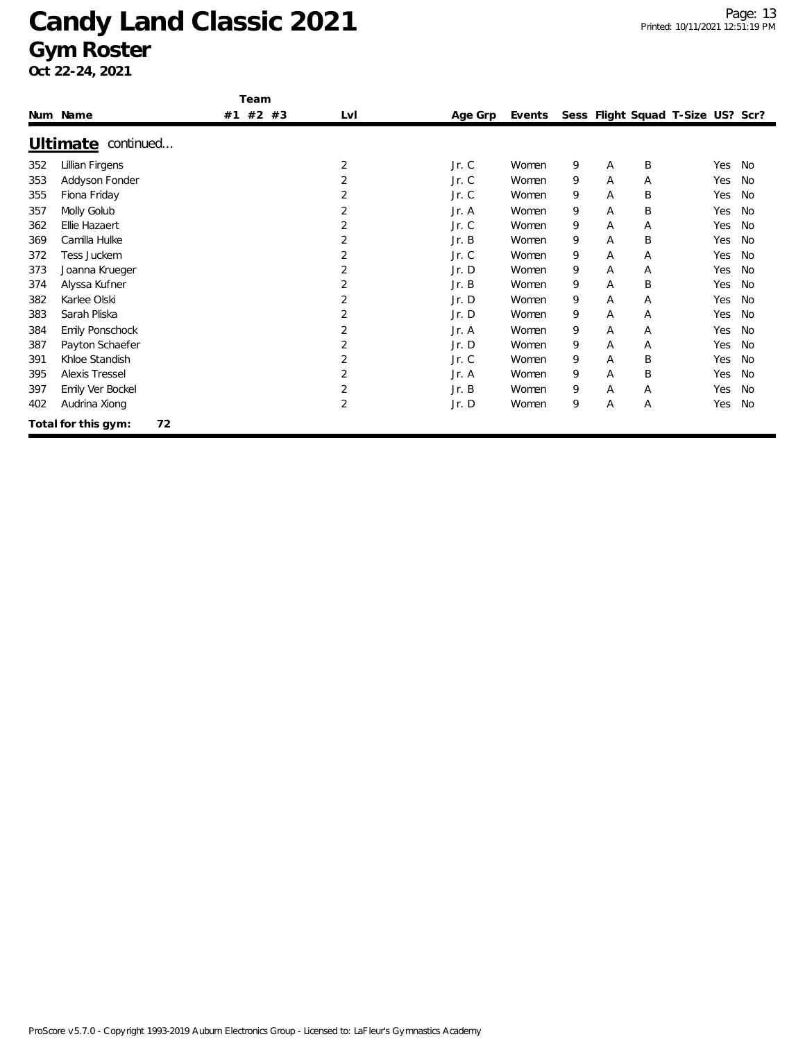# Candy Land Classic 2021

## Gym Roster

**Oct 22-24, 2021**

| Num | Name | Team #1 | Team #2 | Team #3 | Lvl | Age Grp | Events | Sess | Flight | Squad | T-Size | US? | Scr? |
|---|---|---|---|---|---|---|---|---|---|---|---|---|---|
| **Ultimate** continued... | | | | | | | | | | | | | |
| 352 | Lillian Firgens | | | | 2 | Jr. C | Women | 9 | A | B | | Yes | No |
| 353 | Addyson Fonder | | | | 2 | Jr. C | Women | 9 | A | A | | Yes | No |
| 355 | Fiona Friday | | | | 2 | Jr. C | Women | 9 | A | B | | Yes | No |
| 357 | Molly Golub | | | | 2 | Jr. A | Women | 9 | A | B | | Yes | No |
| 362 | Ellie Hazaert | | | | 2 | Jr. C | Women | 9 | A | A | | Yes | No |
| 369 | Camilla Hulke | | | | 2 | Jr. B | Women | 9 | A | B | | Yes | No |
| 372 | Tess Juckem | | | | 2 | Jr. C | Women | 9 | A | A | | Yes | No |
| 373 | Joanna Krueger | | | | 2 | Jr. D | Women | 9 | A | A | | Yes | No |
| 374 | Alyssa Kufner | | | | 2 | Jr. B | Women | 9 | A | B | | Yes | No |
| 382 | Karlee Olski | | | | 2 | Jr. D | Women | 9 | A | A | | Yes | No |
| 383 | Sarah Pliska | | | | 2 | Jr. D | Women | 9 | A | A | | Yes | No |
| 384 | Emily Ponschock | | | | 2 | Jr. A | Women | 9 | A | A | | Yes | No |
| 387 | Payton Schaefer | | | | 2 | Jr. D | Women | 9 | A | A | | Yes | No |
| 391 | Khloe Standish | | | | 2 | Jr. C | Women | 9 | A | B | | Yes | No |
| 395 | Alexis Tressel | | | | 2 | Jr. A | Women | 9 | A | B | | Yes | No |
| 397 | Emily Ver Bockel | | | | 2 | Jr. B | Women | 9 | A | A | | Yes | No |
| 402 | Audrina Xiong | | | | 2 | Jr. D | Women | 9 | A | A | | Yes | No |

**Total for this gym: 72**

ProScore v5.7.0 - Copyright 1993-2019 Auburn Electronics Group - Licensed to: LaFleur's Gymnastics Academy